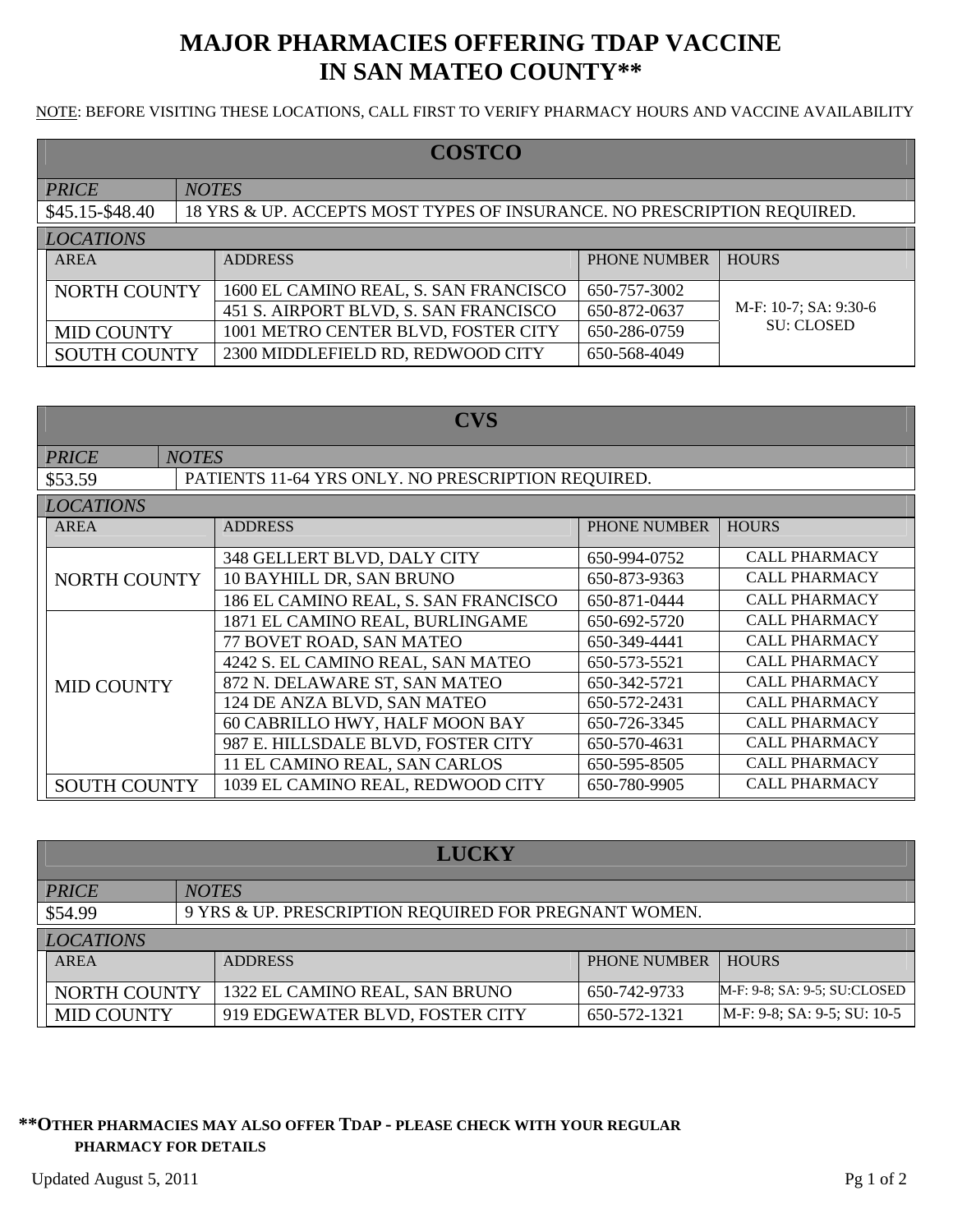# MAJOR PHARMACIES OFFERING TDAP VACCINE IN SAN MATEO COUNTY**

NOTE: BEFORE VISITING THESE LOCATIONS, CALL FIRST TO VERIFY PHARMACY HOURS AND VACCINE AVAILABILITY

## COSTCO

| *PRICE* | *NOTES* |
|---|---|
| $45.15-$48.40 | 18 YRS & UP. ACCEPTS MOST TYPES OF INSURANCE. NO PRESCRIPTION REQUIRED. |

*LOCATIONS*

| AREA | ADDRESS | PHONE NUMBER | HOURS |
|---|---|---|---|
| NORTH COUNTY | 1600 EL CAMINO REAL, S. SAN FRANCISCO | 650-757-3002 | M-F: 10-7; SA: 9:30-6 SU: CLOSED |
| | 451 S. AIRPORT BLVD, S. SAN FRANCISCO | 650-872-0637 | |
| MID COUNTY | 1001 METRO CENTER BLVD, FOSTER CITY | 650-286-0759 | |
| SOUTH COUNTY | 2300 MIDDLEFIELD RD, REDWOOD CITY | 650-568-4049 | |

## CVS

| *PRICE* | *NOTES* |
|---|---|
| $53.59 | PATIENTS 11-64 YRS ONLY. NO PRESCRIPTION REQUIRED. |

*LOCATIONS*

| AREA | ADDRESS | PHONE NUMBER | HOURS |
|---|---|---|---|
| NORTH COUNTY | 348 GELLERT BLVD, DALY CITY | 650-994-0752 | CALL PHARMACY |
| | 10 BAYHILL DR, SAN BRUNO | 650-873-9363 | CALL PHARMACY |
| | 186 EL CAMINO REAL, S. SAN FRANCISCO | 650-871-0444 | CALL PHARMACY |
| MID COUNTY | 1871 EL CAMINO REAL, BURLINGAME | 650-692-5720 | CALL PHARMACY |
| | 77 BOVET ROAD, SAN MATEO | 650-349-4441 | CALL PHARMACY |
| | 4242 S. EL CAMINO REAL, SAN MATEO | 650-573-5521 | CALL PHARMACY |
| | 872 N. DELAWARE ST, SAN MATEO | 650-342-5721 | CALL PHARMACY |
| | 124 DE ANZA BLVD, SAN MATEO | 650-572-2431 | CALL PHARMACY |
| | 60 CABRILLO HWY, HALF MOON BAY | 650-726-3345 | CALL PHARMACY |
| | 987 E. HILLSDALE BLVD, FOSTER CITY | 650-570-4631 | CALL PHARMACY |
| | 11 EL CAMINO REAL, SAN CARLOS | 650-595-8505 | CALL PHARMACY |
| SOUTH COUNTY | 1039 EL CAMINO REAL, REDWOOD CITY | 650-780-9905 | CALL PHARMACY |

## LUCKY

| *PRICE* | *NOTES* |
|---|---|
| $54.99 | 9 YRS & UP. PRESCRIPTION REQUIRED FOR PREGNANT WOMEN. |

*LOCATIONS*

| AREA | ADDRESS | PHONE NUMBER | HOURS |
|---|---|---|---|
| NORTH COUNTY | 1322 EL CAMINO REAL, SAN BRUNO | 650-742-9733 | M-F: 9-8; SA: 9-5; SU:CLOSED |
| MID COUNTY | 919 EDGEWATER BLVD, FOSTER CITY | 650-572-1321 | M-F: 9-8; SA: 9-5; SU: 10-5 |

****OTHER PHARMACIES MAY ALSO OFFER TDAP - PLEASE CHECK WITH YOUR REGULAR PHARMACY FOR DETAILS**

Updated August 5, 2011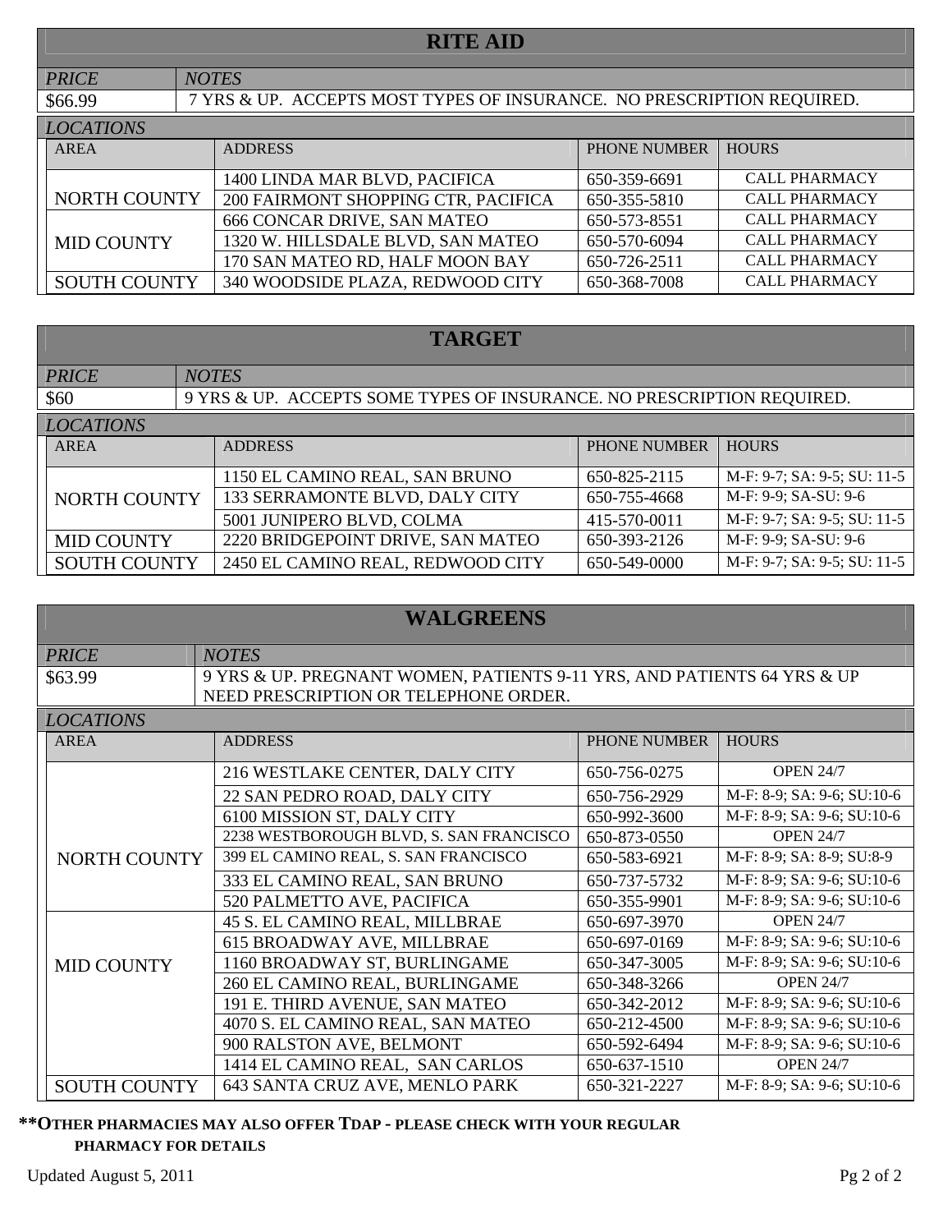## RITE AID

| PRICE | NOTES |
|---|---|
| $66.99 | 7 YRS & UP. ACCEPTS MOST TYPES OF INSURANCE. NO PRESCRIPTION REQUIRED. |

*LOCATIONS*

| AREA | ADDRESS | PHONE NUMBER | HOURS |
|---|---|---|---|
| NORTH COUNTY | 1400 LINDA MAR BLVD, PACIFICA | 650-359-6691 | CALL PHARMACY |
| | 200 FAIRMONT SHOPPING CTR, PACIFICA | 650-355-5810 | CALL PHARMACY |
| MID COUNTY | 666 CONCAR DRIVE, SAN MATEO | 650-573-8551 | CALL PHARMACY |
| | 1320 W. HILLSDALE BLVD, SAN MATEO | 650-570-6094 | CALL PHARMACY |
| | 170 SAN MATEO RD, HALF MOON BAY | 650-726-2511 | CALL PHARMACY |
| SOUTH COUNTY | 340 WOODSIDE PLAZA, REDWOOD CITY | 650-368-7008 | CALL PHARMACY |

## TARGET

| PRICE | NOTES |
|---|---|
| $60 | 9 YRS & UP. ACCEPTS SOME TYPES OF INSURANCE. NO PRESCRIPTION REQUIRED. |

*LOCATIONS*

| AREA | ADDRESS | PHONE NUMBER | HOURS |
|---|---|---|---|
| NORTH COUNTY | 1150 EL CAMINO REAL, SAN BRUNO | 650-825-2115 | M-F: 9-7; SA: 9-5; SU: 11-5 |
| | 133 SERRAMONTE BLVD, DALY CITY | 650-755-4668 | M-F: 9-9; SA-SU: 9-6 |
| | 5001 JUNIPERO BLVD, COLMA | 415-570-0011 | M-F: 9-7; SA: 9-5; SU: 11-5 |
| MID COUNTY | 2220 BRIDGEPOINT DRIVE, SAN MATEO | 650-393-2126 | M-F: 9-9; SA-SU: 9-6 |
| SOUTH COUNTY | 2450 EL CAMINO REAL, REDWOOD CITY | 650-549-0000 | M-F: 9-7; SA: 9-5; SU: 11-5 |

## WALGREENS

| PRICE | NOTES |
|---|---|
| $63.99 | 9 YRS & UP. PREGNANT WOMEN, PATIENTS 9-11 YRS, AND PATIENTS 64 YRS & UP NEED PRESCRIPTION OR TELEPHONE ORDER. |

*LOCATIONS*

| AREA | ADDRESS | PHONE NUMBER | HOURS |
|---|---|---|---|
| NORTH COUNTY | 216 WESTLAKE CENTER, DALY CITY | 650-756-0275 | OPEN 24/7 |
| | 22 SAN PEDRO ROAD, DALY CITY | 650-756-2929 | M-F: 8-9; SA: 9-6; SU:10-6 |
| | 6100 MISSION ST, DALY CITY | 650-992-3600 | M-F: 8-9; SA: 9-6; SU:10-6 |
| | 2238 WESTBOROUGH BLVD, S. SAN FRANCISCO | 650-873-0550 | OPEN 24/7 |
| | 399 EL CAMINO REAL, S. SAN FRANCISCO | 650-583-6921 | M-F: 8-9; SA: 8-9; SU:8-9 |
| | 333 EL CAMINO REAL, SAN BRUNO | 650-737-5732 | M-F: 8-9; SA: 9-6; SU:10-6 |
| | 520 PALMETTO AVE, PACIFICA | 650-355-9901 | M-F: 8-9; SA: 9-6; SU:10-6 |
| MID COUNTY | 45 S. EL CAMINO REAL, MILLBRAE | 650-697-3970 | OPEN 24/7 |
| | 615 BROADWAY AVE, MILLBRAE | 650-697-0169 | M-F: 8-9; SA: 9-6; SU:10-6 |
| | 1160 BROADWAY ST, BURLINGAME | 650-347-3005 | M-F: 8-9; SA: 9-6; SU:10-6 |
| | 260 EL CAMINO REAL, BURLINGAME | 650-348-3266 | OPEN 24/7 |
| | 191 E. THIRD AVENUE, SAN MATEO | 650-342-2012 | M-F: 8-9; SA: 9-6; SU:10-6 |
| | 4070 S. EL CAMINO REAL, SAN MATEO | 650-212-4500 | M-F: 8-9; SA: 9-6; SU:10-6 |
| | 900 RALSTON AVE, BELMONT | 650-592-6494 | M-F: 8-9; SA: 9-6; SU:10-6 |
| | 1414 EL CAMINO REAL, SAN CARLOS | 650-637-1510 | OPEN 24/7 |
| SOUTH COUNTY | 643 SANTA CRUZ AVE, MENLO PARK | 650-321-2227 | M-F: 8-9; SA: 9-6; SU:10-6 |

**\*\*OTHER PHARMACIES MAY ALSO OFFER TDAP - PLEASE CHECK WITH YOUR REGULAR PHARMACY FOR DETAILS**

Updated August 5, 2011